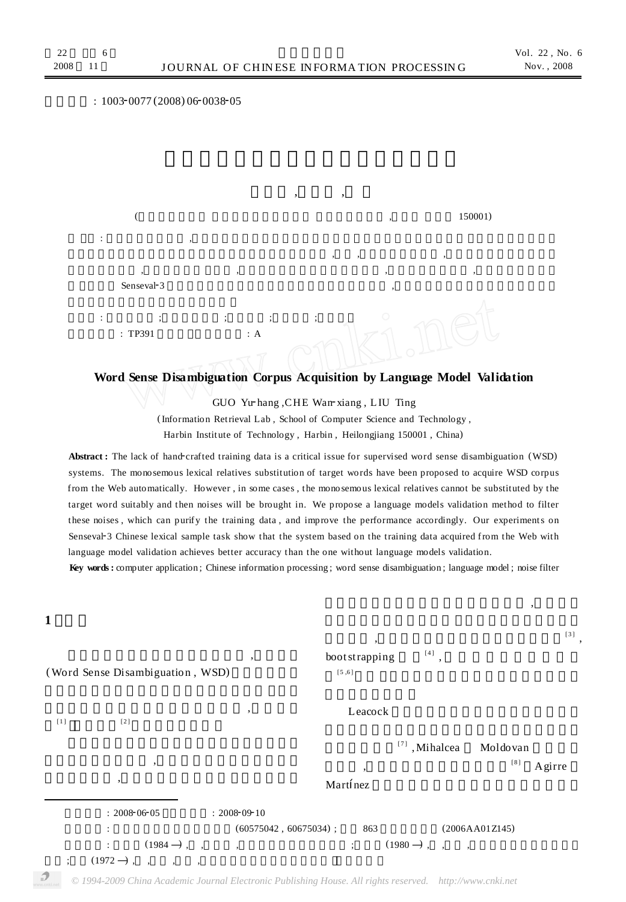: 1003-0077(2008)06-0038-05

( , 150001)

Senseval-3

: TP391 : A

# Word Sense Disambiguation Corpus Acquisition by Language Model Validation

GUO Yu-hang, CHE Wan-xiang, LIU Ting

(Information Retrieval Lab, School of Computer Science and Technology, Harbin Institute of Technology, Harbin, Heilongjiang 150001, China)

**Abstract:** The lack of hand-crafted training data is a critical issue for supervised word sense disambiguation (WSD) systems. The monosemous lexical relatives substitution of target words have been proposed to acquire WSD corpus from the Web automatically. However, in some cases, the monosemous lexical relatives cannot be substituted by the target word suitably and then noises will be brought in. We propose a language models validation method to filter these noises, which can purify the training data, and improve the performance accordingly. Our experiments on Senseval-3 Chinese lexical sample task show that the system based on the training data acquired from the Web with language model validation achieves better accuracy than the one without language models validation.

**Key words:** computer application; Chinese information processing; word sense disambiguation; language model; noise filter

## 1

(Word Sense Disambiguation, WSD)

[1] [2]

[3], bootstrapping [4], [5,6]

Leacock [7], Mihalcea Moldovan [8] Agirre Martínez

---

: 2008-06-05 : 2008-09-10

: (60575042, 60675034); 863 (2006AA01Z145)

: (1984—), ; (1980—), ; (1972—),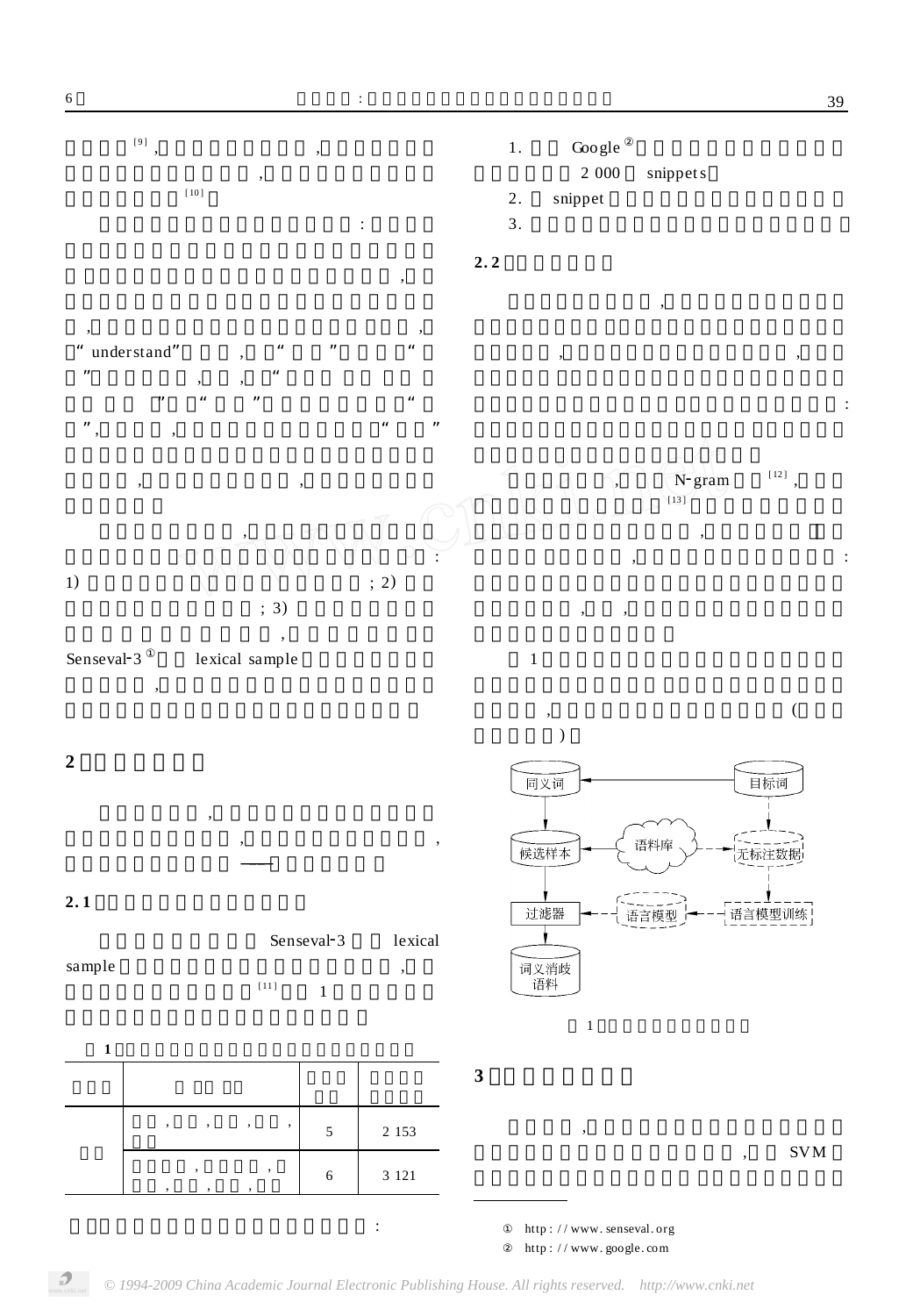[9] , , , [10]

:

,

, , ,
" understand" , " " "
" , , "
" " " " "
" , , " "

, ,

,
:
1) ; 2)
; 3)
,
Senseval-3 ① lexical sample
,

## 2

,
, ,
——

### 2.1

Senseval-3 lexical sample ,
[11] 1

**1**

| | | | |
|---|---|---|---|
| | , , , , | 5 | 2 153 |
| | , , , , , | 6 | 3 121 |

:

1. Google ②
2 000 snippets
2. snippet
3.

### 2.2

,
,
,
:

, N-gram [12] ,
[13]
,
, :
, ,

1
, (
)

同义词 目标词 候选样本 语料库 无标注数据 过滤器 语言模型 语言模型训练 词义消歧语料

1

## 3

,
, SVM

① http://www.senseval.org
② http://www.google.com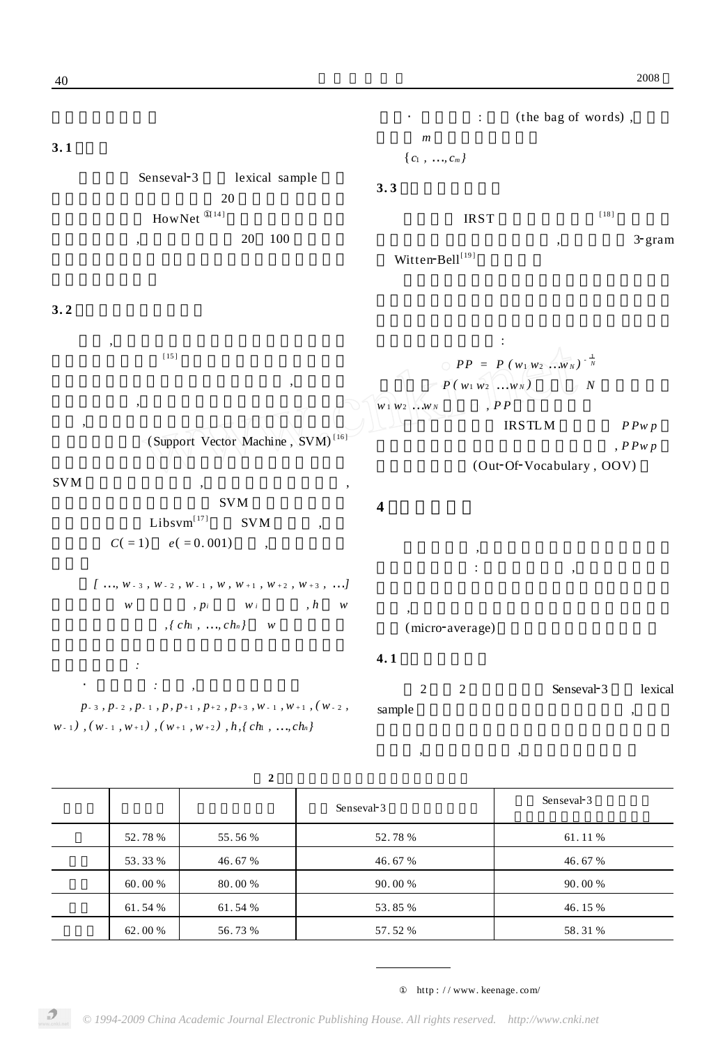### 3.1

Senseval-3 lexical sample 20 HowNet ①[14] , 20 100

### 3.2

, [15] , , , (Support Vector Machine, SVM)[16]

SVM , , SVM Libsvm[17] SVM , $C(=1)$ $e(=0.001)$ ,

$[\ldots, w_{-3}, w_{-2}, w_{-1}, w, w_{+1}, w_{+2}, w_{+3}, \ldots]$ $w$ , $p_i$ $w_i$ , $h$ $w$ , $\{ch_1, \ldots, ch_n\}$ $w$

:

· : ,

$p_{-3}, p_{-2}, p_{-1}, p, p_{+1}, p_{+2}, p_{+3}, w_{-1}, w_{+1}, (w_{-2}, w_{-1}), (w_{-1}, w_{+1}), (w_{+1}, w_{+2}), h, \{ch_1, \ldots, ch_n\}$

· : (the bag of words), $m$ $\{c_1, \ldots, c_m\}$

### 3.3

IRST [18] , 3-gram Witten-Bell[19]

:

$$PP = P(w_1 w_2 \ldots w_N)^{-\frac{1}{N}}$$

$P(w_1 w_2 \ldots w_N)$ $N$ $w_1 w_2 \ldots w_N$ , $PP$

IRSTLM $PPwp$ , $PPwp$ (Out-Of-Vocabulary, OOV)

## 4

, : , , (micro-average)

### 4.1

2 2 Senseval-3 lexical sample , , ,

**2**

| | | | Senseval-3 | Senseval-3 |
|---|---|---|---|---|
| | 52.78 % | 55.56 % | 52.78 % | 61.11 % |
| | 53.33 % | 46.67 % | 46.67 % | 46.67 % |
| | 60.00 % | 80.00 % | 90.00 % | 90.00 % |
| | 61.54 % | 61.54 % | 53.85 % | 46.15 % |
| | 62.00 % | 56.73 % | 57.52 % | 58.31 % |

① http://www.keenage.com/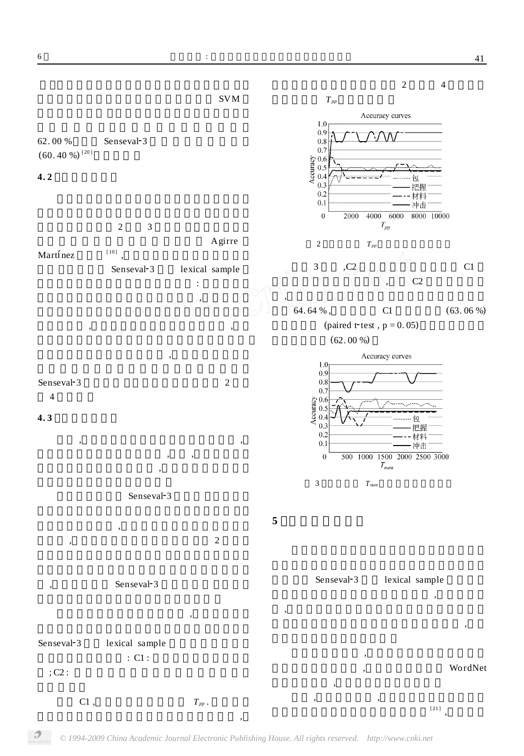SVM

62.00 % Senseval-3

(60.40 %)[20]

**4.2**

2 3

Agirre Martínez [10] ,

Senseval-3 lexical sample

:

Senseval-3 2

4

**4.3**

Senseval-3

2

, Senseval-3

Senseval-3 lexical sample

: C1 :

; C2 :

C1 , $T_{pp}$ .

2 4

$T_{pp}$

2 $T_{pp}$

3 ,C2 C1

, C2

64.64 % , C1 (63.06 %)

(paired t-test , $p = 0.05$)

(62.00 %)

3 $T_{num}$

**5**

Senseval-3 lexical sample

WordNet

[21] ,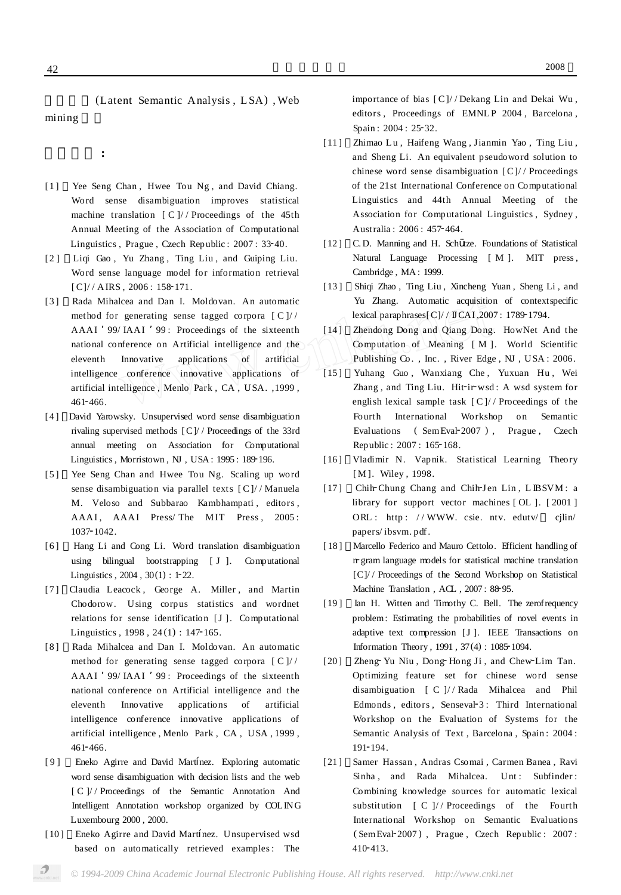(Latent Semantic Analysis, LSA), Web mining

:

[1] Yee Seng Chan, Hwee Tou Ng, and David Chiang. Word sense disambiguation improves statistical machine translation [C]// Proceedings of the 45th Annual Meeting of the Association of Computational Linguistics, Prague, Czech Republic: 2007: 33-40.

[2] Liqi Gao, Yu Zhang, Ting Liu, and Guiping Liu. Word sense language model for information retrieval [C]// AIRS, 2006: 158-171.

[3] Rada Mihalcea and Dan I. Moldovan. An automatic method for generating sense tagged corpora [C]// AAAI'99/IAAI'99: Proceedings of the sixteenth national conference on Artificial intelligence and the eleventh Innovative applications of artificial intelligence conference innovative applications of artificial intelligence, Menlo Park, CA, USA. ,1999, 461-466.

[4] David Yarowsky. Unsupervised word sense disambiguation rivaling supervised methods [C]// Proceedings of the 33rd annual meeting on Association for Computational Linguistics, Morristown, NJ, USA: 1995: 189-196.

[5] Yee Seng Chan and Hwee Tou Ng. Scaling up word sense disambiguation via parallel texts [C]// Manuela M. Veloso and Subbarao Kambhampati, editors, AAAI, AAAI Press/The MIT Press, 2005: 1037-1042.

[6] Hang Li and Cong Li. Word translation disambiguation using bilingual bootstrapping [J]. Computational Linguistics, 2004, 30(1): 1-22.

[7] Claudia Leacock, George A. Miller, and Martin Chodorow. Using corpus statistics and wordnet relations for sense identification [J]. Computational Linguistics, 1998, 24(1): 147-165.

[8] Rada Mihalcea and Dan I. Moldovan. An automatic method for generating sense tagged corpora [C]// AAAI'99/IAAI'99: Proceedings of the sixteenth national conference on Artificial intelligence and the eleventh Innovative applications of artificial intelligence conference innovative applications of artificial intelligence, Menlo Park, CA, USA, 1999, 461-466.

[9] Eneko Agirre and David Martínez. Exploring automatic word sense disambiguation with decision lists and the web [C]// Proceedings of the Semantic Annotation And Intelligent Annotation workshop organized by COLING Luxembourg 2000, 2000.

[10] Eneko Agirre and David Martínez. Unsupervised wsd based on automatically retrieved examples: The importance of bias [C]// Dekang Lin and Dekai Wu, editors, Proceedings of EMNLP 2004, Barcelona, Spain: 2004: 25-32.

[11] Zhimao Lu, Haifeng Wang, Jianmin Yao, Ting Liu, and Sheng Li. An equivalent pseudoword solution to chinese word sense disambiguation [C]// Proceedings of the 21st International Conference on Computational Linguistics and 44th Annual Meeting of the Association for Computational Linguistics, Sydney, Australia: 2006: 457-464.

[12] C.D. Manning and H. Schütze. Foundations of Statistical Natural Language Processing [M]. MIT press, Cambridge, MA: 1999.

[13] Shiqi Zhao, Ting Liu, Xincheng Yuan, Sheng Li, and Yu Zhang. Automatic acquisition of contextspecific lexical paraphrases[C]// IJCAI,2007: 1789-1794.

[14] Zhendong Dong and Qiang Dong. HowNet And the Computation of Meaning [M]. World Scientific Publishing Co., Inc., River Edge, NJ, USA: 2006.

[15] Yuhang Guo, Wanxiang Che, Yuxuan Hu, Wei Zhang, and Ting Liu. Hit-ir-wsd: A wsd system for english lexical sample task [C]// Proceedings of the Fourth International Workshop on Semantic Evaluations (SemEval-2007), Prague, Czech Republic: 2007: 165-168.

[16] Vladimir N. Vapnik. Statistical Learning Theory [M]. Wiley, 1998.

[17] Chih-Chung Chang and Chih-Jen Lin, LIBSVM: a library for support vector machines [OL]. [2001] ORL: http://WWW.csie.ntv.edutv/ cjlin/papers/ibsvm.pdf.

[18] Marcello Federico and Mauro Cettolo. Efficient handling of n-gram language models for statistical machine translation [C]// Proceedings of the Second Workshop on Statistical Machine Translation, ACL, 2007: 88-95.

[19] Ian H. Witten and Timothy C. Bell. The zerofrequency problem: Estimating the probabilities of novel events in adaptive text compression [J]. IEEE Transactions on Information Theory, 1991, 37(4): 1085-1094.

[20] Zheng-Yu Niu, Dong-Hong Ji, and Chew-Lim Tan. Optimizing feature set for chinese word sense disambiguation [C]// Rada Mihalcea and Phil Edmonds, editors, Senseval-3: Third International Workshop on the Evaluation of Systems for the Semantic Analysis of Text, Barcelona, Spain: 2004: 191-194.

[21] Samer Hassan, Andras Csomai, Carmen Banea, Ravi Sinha, and Rada Mihalcea. Unt: Subfinder: Combining knowledge sources for automatic lexical substitution [C]// Proceedings of the Fourth International Workshop on Semantic Evaluations (SemEval-2007), Prague, Czech Republic: 2007: 410-413.